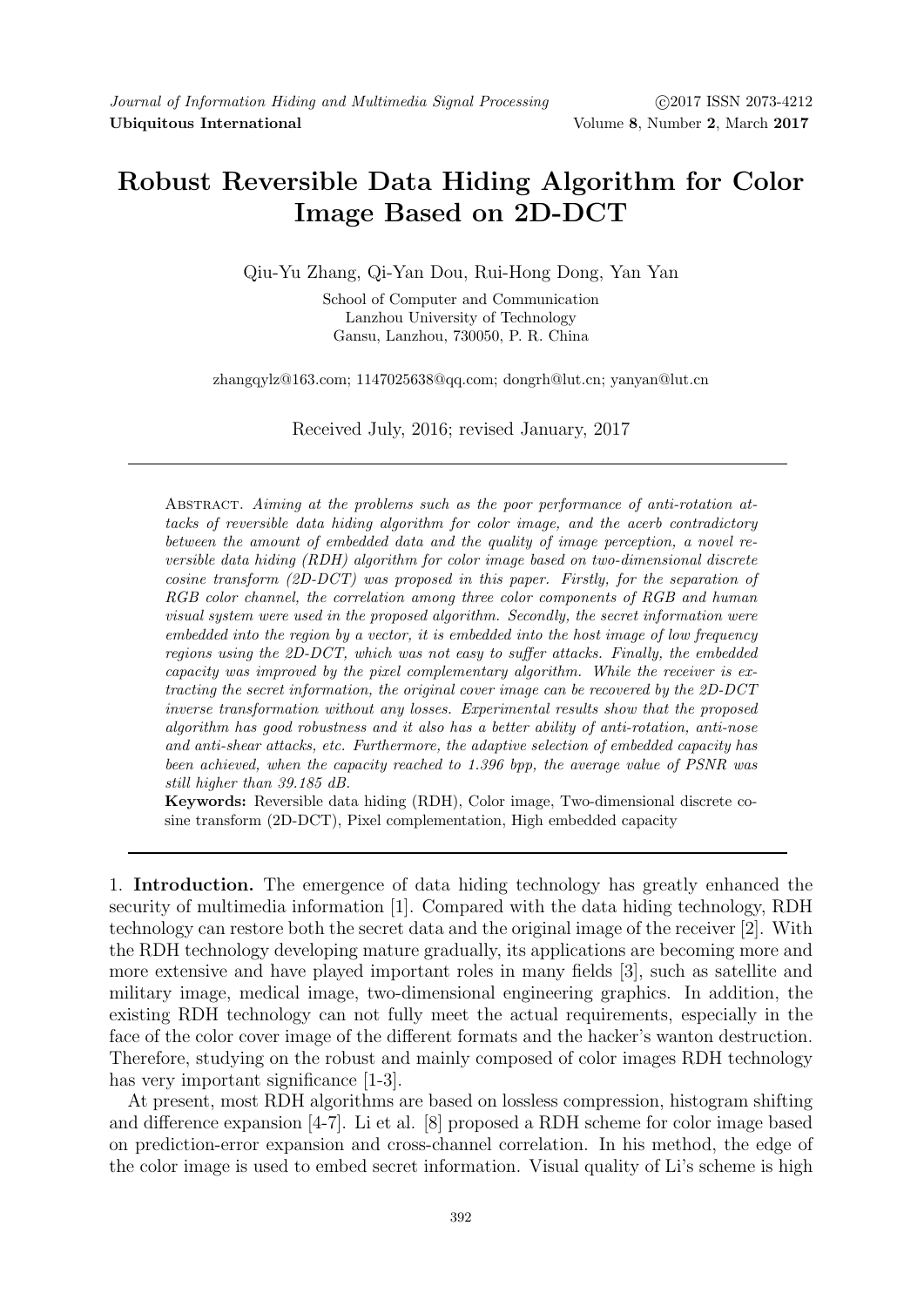# Robust Reversible Data Hiding Algorithm for Color Image Based on 2D-DCT

Qiu-Yu Zhang, Qi-Yan Dou, Rui-Hong Dong, Yan Yan

School of Computer and Communication
Lanzhou University of Technology
Gansu, Lanzhou, 730050, P. R. China

zhangqylz@163.com; 1147025638@qq.com; dongrh@lut.cn; yanyan@lut.cn

Received July, 2016; revised January, 2017

Abstract. *Aiming at the problems such as the poor performance of anti-rotation attacks of reversible data hiding algorithm for color image, and the acerb contradictory between the amount of embedded data and the quality of image perception, a novel reversible data hiding (RDH) algorithm for color image based on two-dimensional discrete cosine transform (2D-DCT) was proposed in this paper. Firstly, for the separation of RGB color channel, the correlation among three color components of RGB and human visual system were used in the proposed algorithm. Secondly, the secret information were embedded into the region by a vector, it is embedded into the host image of low frequency regions using the 2D-DCT, which was not easy to suffer attacks. Finally, the embedded capacity was improved by the pixel complementary algorithm. While the receiver is extracting the secret information, the original cover image can be recovered by the 2D-DCT inverse transformation without any losses. Experimental results show that the proposed algorithm has good robustness and it also has a better ability of anti-rotation, anti-nose and anti-shear attacks, etc. Furthermore, the adaptive selection of embedded capacity has been achieved, when the capacity reached to 1.396 bpp, the average value of PSNR was still higher than 39.185 dB.*

**Keywords:** Reversible data hiding (RDH), Color image, Two-dimensional discrete cosine transform (2D-DCT), Pixel complementation, High embedded capacity

## 1. Introduction.

The emergence of data hiding technology has greatly enhanced the security of multimedia information [1]. Compared with the data hiding technology, RDH technology can restore both the secret data and the original image of the receiver [2]. With the RDH technology developing mature gradually, its applications are becoming more and more extensive and have played important roles in many fields [3], such as satellite and military image, medical image, two-dimensional engineering graphics. In addition, the existing RDH technology can not fully meet the actual requirements, especially in the face of the color cover image of the different formats and the hacker's wanton destruction. Therefore, studying on the robust and mainly composed of color images RDH technology has very important significance [1-3].

At present, most RDH algorithms are based on lossless compression, histogram shifting and difference expansion [4-7]. Li et al. [8] proposed a RDH scheme for color image based on prediction-error expansion and cross-channel correlation. In his method, the edge of the color image is used to embed secret information. Visual quality of Li's scheme is high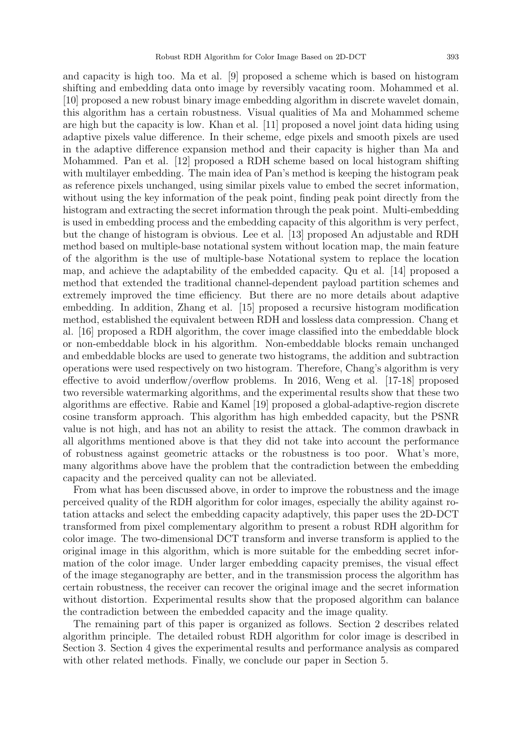and capacity is high too. Ma et al. [9] proposed a scheme which is based on histogram shifting and embedding data onto image by reversibly vacating room. Mohammed et al. [10] proposed a new robust binary image embedding algorithm in discrete wavelet domain, this algorithm has a certain robustness. Visual qualities of Ma and Mohammed scheme are high but the capacity is low. Khan et al. [11] proposed a novel joint data hiding using adaptive pixels value difference. In their scheme, edge pixels and smooth pixels are used in the adaptive difference expansion method and their capacity is higher than Ma and Mohammed. Pan et al. [12] proposed a RDH scheme based on local histogram shifting with multilayer embedding. The main idea of Pan's method is keeping the histogram peak as reference pixels unchanged, using similar pixels value to embed the secret information, without using the key information of the peak point, finding peak point directly from the histogram and extracting the secret information through the peak point. Multi-embedding is used in embedding process and the embedding capacity of this algorithm is very perfect, but the change of histogram is obvious. Lee et al. [13] proposed An adjustable and RDH method based on multiple-base notational system without location map, the main feature of the algorithm is the use of multiple-base Notational system to replace the location map, and achieve the adaptability of the embedded capacity. Qu et al. [14] proposed a method that extended the traditional channel-dependent payload partition schemes and extremely improved the time efficiency. But there are no more details about adaptive embedding. In addition, Zhang et al. [15] proposed a recursive histogram modification method, established the equivalent between RDH and lossless data compression. Chang et al. [16] proposed a RDH algorithm, the cover image classified into the embeddable block or non-embeddable block in his algorithm. Non-embeddable blocks remain unchanged and embeddable blocks are used to generate two histograms, the addition and subtraction operations were used respectively on two histogram. Therefore, Chang's algorithm is very effective to avoid underflow/overflow problems. In 2016, Weng et al. [17-18] proposed two reversible watermarking algorithms, and the experimental results show that these two algorithms are effective. Rabie and Kamel [19] proposed a global-adaptive-region discrete cosine transform approach. This algorithm has high embedded capacity, but the PSNR value is not high, and has not an ability to resist the attack. The common drawback in all algorithms mentioned above is that they did not take into account the performance of robustness against geometric attacks or the robustness is too poor. What's more, many algorithms above have the problem that the contradiction between the embedding capacity and the perceived quality can not be alleviated.

From what has been discussed above, in order to improve the robustness and the image perceived quality of the RDH algorithm for color images, especially the ability against rotation attacks and select the embedding capacity adaptively, this paper uses the 2D-DCT transformed from pixel complementary algorithm to present a robust RDH algorithm for color image. The two-dimensional DCT transform and inverse transform is applied to the original image in this algorithm, which is more suitable for the embedding secret information of the color image. Under larger embedding capacity premises, the visual effect of the image steganography are better, and in the transmission process the algorithm has certain robustness, the receiver can recover the original image and the secret information without distortion. Experimental results show that the proposed algorithm can balance the contradiction between the embedded capacity and the image quality.

The remaining part of this paper is organized as follows. Section 2 describes related algorithm principle. The detailed robust RDH algorithm for color image is described in Section 3. Section 4 gives the experimental results and performance analysis as compared with other related methods. Finally, we conclude our paper in Section 5.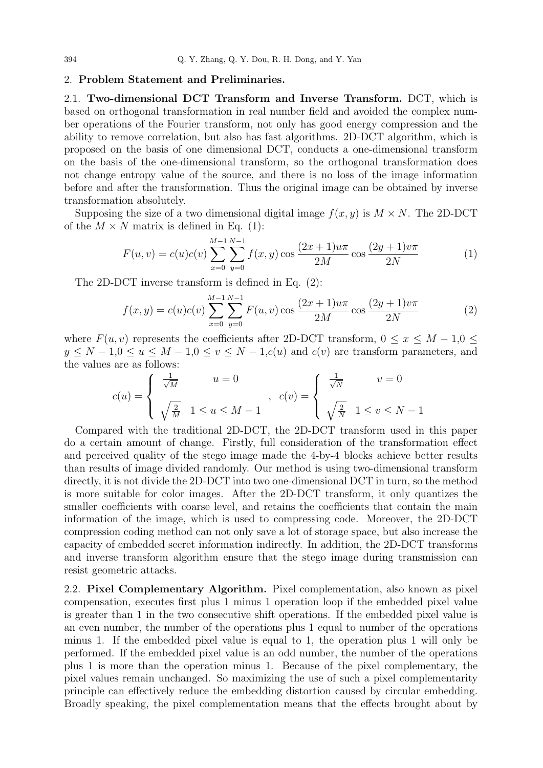## 2. Problem Statement and Preliminaries.

**2.1. Two-dimensional DCT Transform and Inverse Transform.** DCT, which is based on orthogonal transformation in real number field and avoided the complex number operations of the Fourier transform, not only has good energy compression and the ability to remove correlation, but also has fast algorithms. 2D-DCT algorithm, which is proposed on the basis of one dimensional DCT, conducts a one-dimensional transform on the basis of the one-dimensional transform, so the orthogonal transformation does not change entropy value of the source, and there is no loss of the image information before and after the transformation. Thus the original image can be obtained by inverse transformation absolutely.

Supposing the size of a two dimensional digital image $f(x, y)$ is $M \times N$. The 2D-DCT of the $M \times N$ matrix is defined in Eq. (1):

$$F(u,v) = c(u)c(v) \sum_{x=0}^{M-1} \sum_{y=0}^{N-1} f(x,y) \cos \frac{(2x+1)u\pi}{2M} \cos \frac{(2y+1)v\pi}{2N} \tag{1}$$

The 2D-DCT inverse transform is defined in Eq. (2):

$$f(x,y) = c(u)c(v) \sum_{x=0}^{M-1} \sum_{y=0}^{N-1} F(u,v) \cos \frac{(2x+1)u\pi}{2M} \cos \frac{(2y+1)v\pi}{2N} \tag{2}$$

where $F(u, v)$ represents the coefficients after 2D-DCT transform, $0 \leq x \leq M-1, 0 \leq y \leq N-1, 0 \leq u \leq M-1, 0 \leq v \leq N-1$, $c(u)$ and $c(v)$ are transform parameters, and the values are as follows:

$$c(u) = \begin{cases} \frac{1}{\sqrt{M}} & u = 0 \\ \sqrt{\frac{2}{M}} & 1 \leq u \leq M-1 \end{cases}, \quad c(v) = \begin{cases} \frac{1}{\sqrt{N}} & v = 0 \\ \sqrt{\frac{2}{N}} & 1 \leq v \leq N-1 \end{cases}$$

Compared with the traditional 2D-DCT, the 2D-DCT transform used in this paper do a certain amount of change. Firstly, full consideration of the transformation effect and perceived quality of the stego image made the 4-by-4 blocks achieve better results than results of image divided randomly. Our method is using two-dimensional transform directly, it is not divide the 2D-DCT into two one-dimensional DCT in turn, so the method is more suitable for color images. After the 2D-DCT transform, it only quantizes the smaller coefficients with coarse level, and retains the coefficients that contain the main information of the image, which is used to compressing code. Moreover, the 2D-DCT compression coding method can not only save a lot of storage space, but also increase the capacity of embedded secret information indirectly. In addition, the 2D-DCT transforms and inverse transform algorithm ensure that the stego image during transmission can resist geometric attacks.

**2.2. Pixel Complementary Algorithm.** Pixel complementation, also known as pixel compensation, executes first plus 1 minus 1 operation loop if the embedded pixel value is greater than 1 in the two consecutive shift operations. If the embedded pixel value is an even number, the number of the operations plus 1 equal to number of the operations minus 1. If the embedded pixel value is equal to 1, the operation plus 1 will only be performed. If the embedded pixel value is an odd number, the number of the operations plus 1 is more than the operation minus 1. Because of the pixel complementary, the pixel values remain unchanged. So maximizing the use of such a pixel complementarity principle can effectively reduce the embedding distortion caused by circular embedding. Broadly speaking, the pixel complementation means that the effects brought about by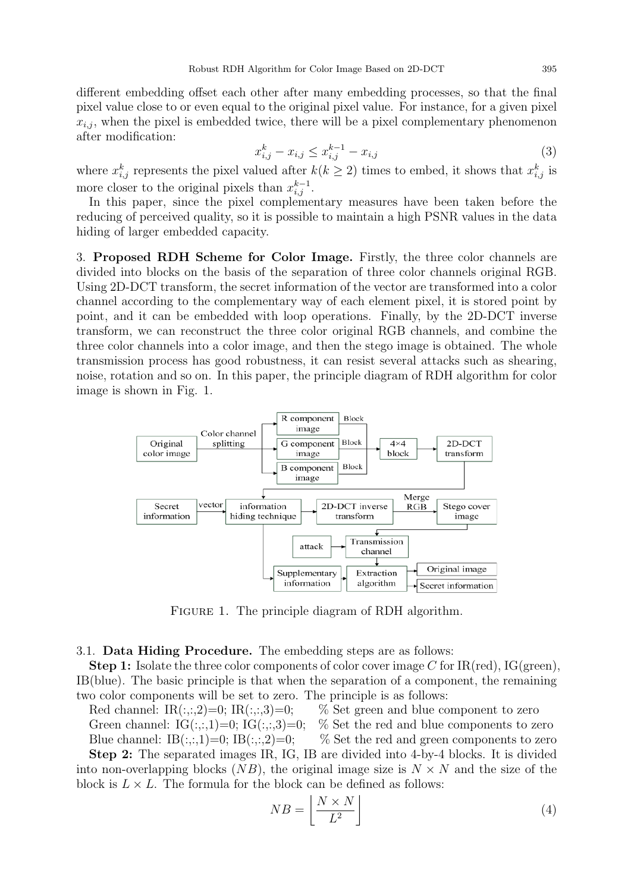different embedding offset each other after many embedding processes, so that the final pixel value close to or even equal to the original pixel value. For instance, for a given pixel $x_{i,j}$, when the pixel is embedded twice, there will be a pixel complementary phenomenon after modification:

$$x_{i,j}^{k} - x_{i,j} \leq x_{i,j}^{k-1} - x_{i,j} \tag{3}$$

where $x_{i,j}^{k}$ represents the pixel valued after $k(k \geq 2)$ times to embed, it shows that $x_{i,j}^{k}$ is more closer to the original pixels than $x_{i,j}^{k-1}$.

In this paper, since the pixel complementary measures have been taken before the reducing of perceived quality, so it is possible to maintain a high PSNR values in the data hiding of larger embedded capacity.

## 3. Proposed RDH Scheme for Color Image.

Firstly, the three color channels are divided into blocks on the basis of the separation of three color channels original RGB. Using 2D-DCT transform, the secret information of the vector are transformed into a color channel according to the complementary way of each element pixel, it is stored point by point, and it can be embedded with loop operations. Finally, by the 2D-DCT inverse transform, we can reconstruct the three color original RGB channels, and combine the three color channels into a color image, and then the stego image is obtained. The whole transmission process has good robustness, it can resist several attacks such as shearing, noise, rotation and so on. In this paper, the principle diagram of RDH algorithm for color image is shown in Fig. 1.

FIGURE 1. The principle diagram of RDH algorithm.

### 3.1. Data Hiding Procedure.

The embedding steps are as follows:

**Step 1:** Isolate the three color components of color cover image $C$ for IR(red), IG(green), IB(blue). The basic principle is that when the separation of a component, the remaining two color components will be set to zero. The principle is as follows:

Red channel: IR(:,:,2)=0; IR(:,:,3)=0; % Set green and blue component to zero
Green channel: IG(:,:,1)=0; IG(:,:,3)=0; % Set the red and blue components to zero
Blue channel: IB(:,:,1)=0; IB(:,:,2)=0; % Set the red and green components to zero

**Step 2:** The separated images IR, IG, IB are divided into 4-by-4 blocks. It is divided into non-overlapping blocks ($NB$), the original image size is $N \times N$ and the size of the block is $L \times L$. The formula for the block can be defined as follows:

$$NB = \left\lfloor \frac{N \times N}{L^2} \right\rfloor \tag{4}$$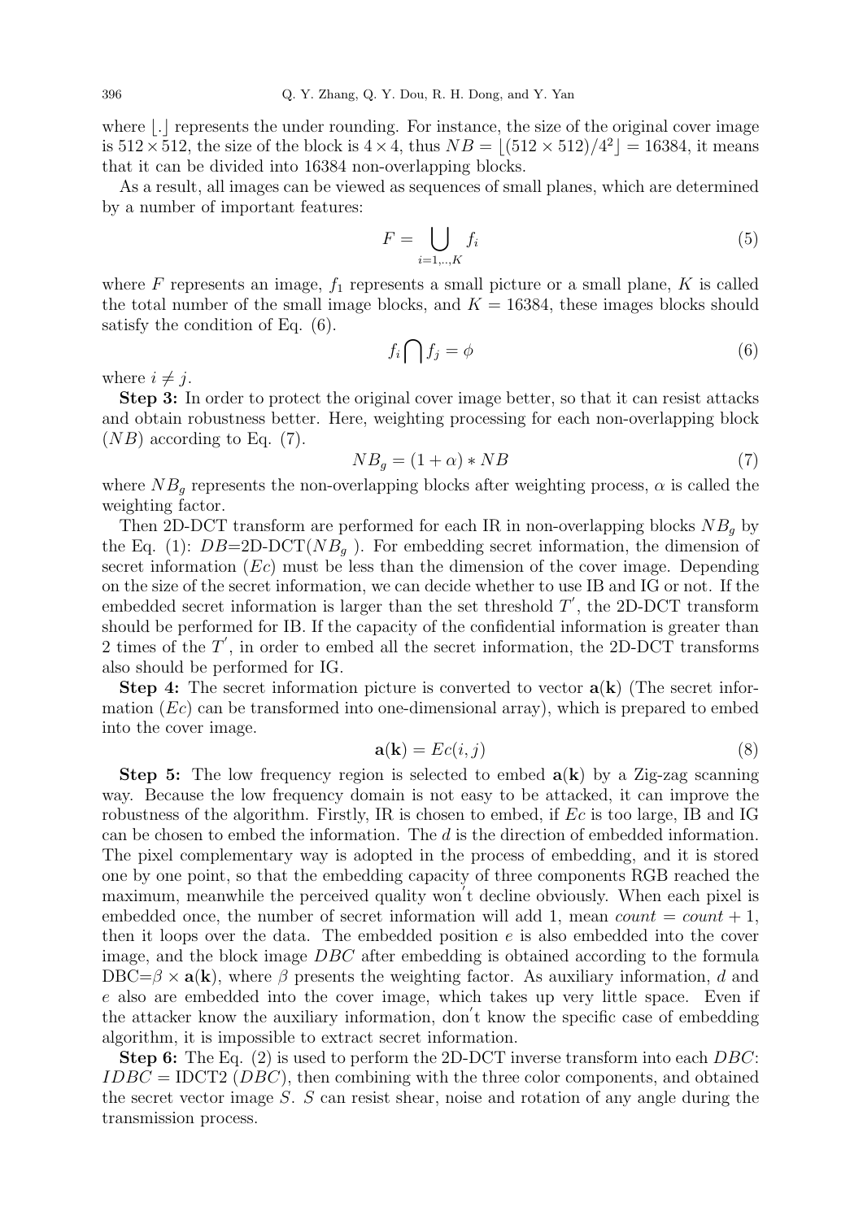where $\lfloor . \rfloor$ represents the under rounding. For instance, the size of the original cover image is $512 \times 512$, the size of the block is $4 \times 4$, thus $NB = \lfloor (512 \times 512)/4^2 \rfloor = 16384$, it means that it can be divided into 16384 non-overlapping blocks.

As a result, all images can be viewed as sequences of small planes, which are determined by a number of important features:

$$F = \bigcup_{i=1,..,K} f_i \tag{5}$$

where $F$ represents an image, $f_1$ represents a small picture or a small plane, $K$ is called the total number of the small image blocks, and $K = 16384$, these images blocks should satisfy the condition of Eq. (6).

$$f_i \bigcap f_j = \phi \tag{6}$$

where $i \neq j$.

**Step 3:** In order to protect the original cover image better, so that it can resist attacks and obtain robustness better. Here, weighting processing for each non-overlapping block ($NB$) according to Eq. (7).

$$NB_g = (1 + \alpha) * NB \tag{7}$$

where $NB_g$ represents the non-overlapping blocks after weighting process, $\alpha$ is called the weighting factor.

Then 2D-DCT transform are performed for each IR in non-overlapping blocks $NB_g$ by the Eq. (1): $DB$=2D-DCT($NB_g$ ). For embedding secret information, the dimension of secret information ($Ec$) must be less than the dimension of the cover image. Depending on the size of the secret information, we can decide whether to use IB and IG or not. If the embedded secret information is larger than the set threshold $T'$, the 2D-DCT transform should be performed for IB. If the capacity of the confidential information is greater than 2 times of the $T'$, in order to embed all the secret information, the 2D-DCT transforms also should be performed for IG.

**Step 4:** The secret information picture is converted to vector $\mathbf{a(k)}$ (The secret information ($Ec$) can be transformed into one-dimensional array), which is prepared to embed into the cover image.

$$\mathbf{a(k)} = Ec(i, j) \tag{8}$$

**Step 5:** The low frequency region is selected to embed $\mathbf{a(k)}$ by a Zig-zag scanning way. Because the low frequency domain is not easy to be attacked, it can improve the robustness of the algorithm. Firstly, IR is chosen to embed, if $Ec$ is too large, IB and IG can be chosen to embed the information. The $d$ is the direction of embedded information. The pixel complementary way is adopted in the process of embedding, and it is stored one by one point, so that the embedding capacity of three components RGB reached the maximum, meanwhile the perceived quality won't decline obviously. When each pixel is embedded once, the number of secret information will add 1, mean $count = count + 1$, then it loops over the data. The embedded position $e$ is also embedded into the cover image, and the block image $DBC$ after embedding is obtained according to the formula DBC=$\beta \times \mathbf{a(k)}$, where $\beta$ presents the weighting factor. As auxiliary information, $d$ and $e$ also are embedded into the cover image, which takes up very little space. Even if the attacker know the auxiliary information, don't know the specific case of embedding algorithm, it is impossible to extract secret information.

**Step 6:** The Eq. (2) is used to perform the 2D-DCT inverse transform into each $DBC$: $IDBC$ = IDCT2 ($DBC$), then combining with the three color components, and obtained the secret vector image $S$. $S$ can resist shear, noise and rotation of any angle during the transmission process.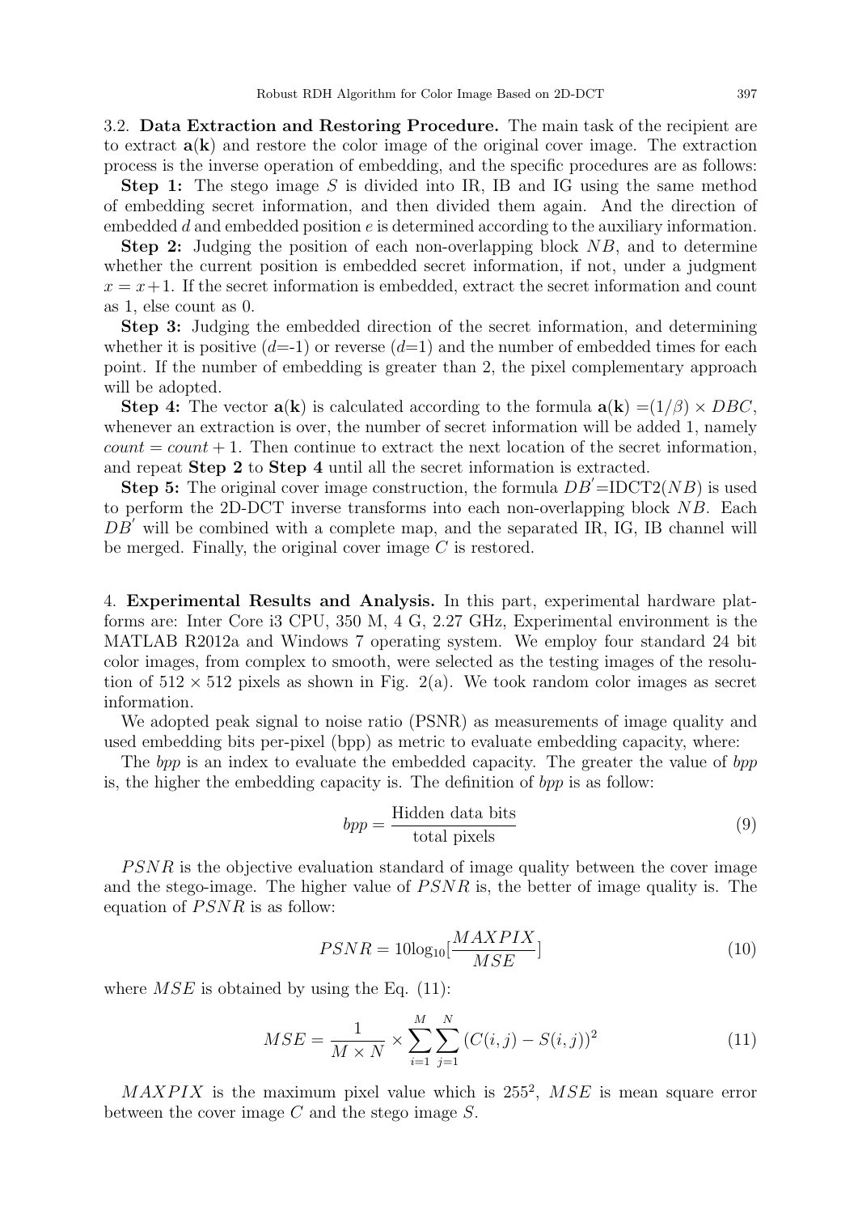3.2. **Data Extraction and Restoring Procedure.** The main task of the recipient are to extract $\mathbf{a}(\mathbf{k})$ and restore the color image of the original cover image. The extraction process is the inverse operation of embedding, and the specific procedures are as follows:

**Step 1:** The stego image $S$ is divided into IR, IB and IG using the same method of embedding secret information, and then divided them again. And the direction of embedded $d$ and embedded position $e$ is determined according to the auxiliary information.

**Step 2:** Judging the position of each non-overlapping block $NB$, and to determine whether the current position is embedded secret information, if not, under a judgment $x = x+1$. If the secret information is embedded, extract the secret information and count as 1, else count as 0.

**Step 3:** Judging the embedded direction of the secret information, and determining whether it is positive ($d$=-1) or reverse ($d$=1) and the number of embedded times for each point. If the number of embedding is greater than 2, the pixel complementary approach will be adopted.

**Step 4:** The vector $\mathbf{a}(\mathbf{k})$ is calculated according to the formula $\mathbf{a}(\mathbf{k}) = (1/\beta) \times DBC$, whenever an extraction is over, the number of secret information will be added 1, namely $count = count + 1$. Then continue to extract the next location of the secret information, and repeat **Step 2** to **Step 4** until all the secret information is extracted.

**Step 5:** The original cover image construction, the formula $DB' = \text{IDCT2}(NB)$ is used to perform the 2D-DCT inverse transforms into each non-overlapping block $NB$. Each $DB'$ will be combined with a complete map, and the separated IR, IG, IB channel will be merged. Finally, the original cover image $C$ is restored.

4. **Experimental Results and Analysis.** In this part, experimental hardware platforms are: Inter Core i3 CPU, 350 M, 4 G, 2.27 GHz, Experimental environment is the MATLAB R2012a and Windows 7 operating system. We employ four standard 24 bit color images, from complex to smooth, were selected as the testing images of the resolution of $512 \times 512$ pixels as shown in Fig. 2(a). We took random color images as secret information.

We adopted peak signal to noise ratio (PSNR) as measurements of image quality and used embedding bits per-pixel (bpp) as metric to evaluate embedding capacity, where:

The *bpp* is an index to evaluate the embedded capacity. The greater the value of *bpp* is, the higher the embedding capacity is. The definition of *bpp* is as follow:

$$bpp = \frac{\text{Hidden data bits}}{\text{total pixels}} \tag{9}$$

$PSNR$ is the objective evaluation standard of image quality between the cover image and the stego-image. The higher value of $PSNR$ is, the better of image quality is. The equation of $PSNR$ is as follow:

$$PSNR = 10\log_{10}[\frac{MAXPIX}{MSE}] \tag{10}$$

where $MSE$ is obtained by using the Eq. (11):

$$MSE = \frac{1}{M \times N} \times \sum_{i=1}^{M} \sum_{j=1}^{N} (C(i,j) - S(i,j))^2 \tag{11}$$

$MAXPIX$ is the maximum pixel value which is $255^2$, $MSE$ is mean square error between the cover image $C$ and the stego image $S$.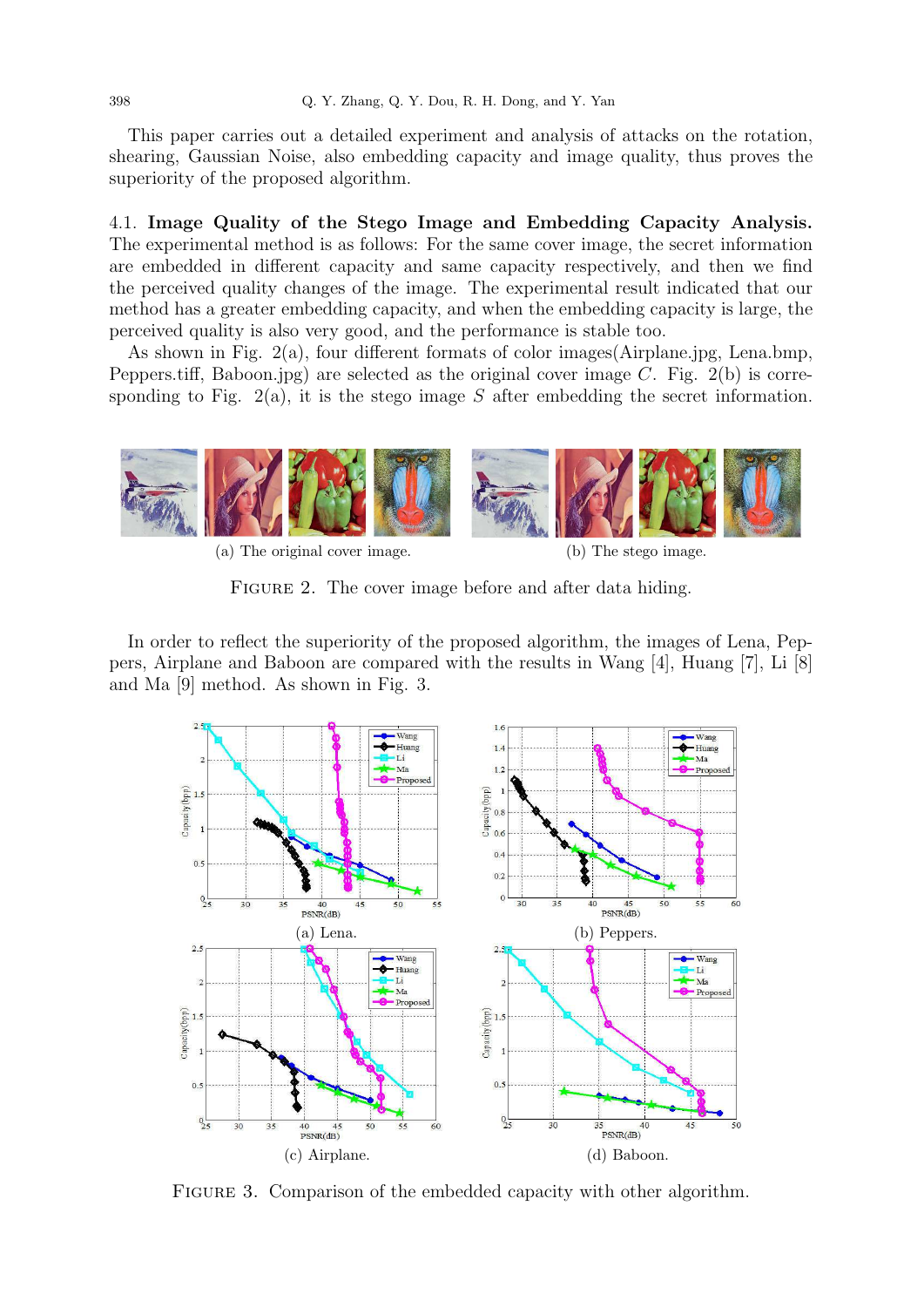This paper carries out a detailed experiment and analysis of attacks on the rotation, shearing, Gaussian Noise, also embedding capacity and image quality, thus proves the superiority of the proposed algorithm.

4.1. **Image Quality of the Stego Image and Embedding Capacity Analysis.** The experimental method is as follows: For the same cover image, the secret information are embedded in different capacity and same capacity respectively, and then we find the perceived quality changes of the image. The experimental result indicated that our method has a greater embedding capacity, and when the embedding capacity is large, the perceived quality is also very good, and the performance is stable too.

As shown in Fig. 2(a), four different formats of color images(Airplane.jpg, Lena.bmp, Peppers.tiff, Baboon.jpg) are selected as the original cover image $C$. Fig. 2(b) is corresponding to Fig. 2(a), it is the stego image $S$ after embedding the secret information.

(a) The original cover image. (b) The stego image.

FIGURE 2. The cover image before and after data hiding.

In order to reflect the superiority of the proposed algorithm, the images of Lena, Peppers, Airplane and Baboon are compared with the results in Wang [4], Huang [7], Li [8] and Ma [9] method. As shown in Fig. 3.

(a) Lena. (b) Peppers.

(c) Airplane. (d) Baboon.

FIGURE 3. Comparison of the embedded capacity with other algorithm.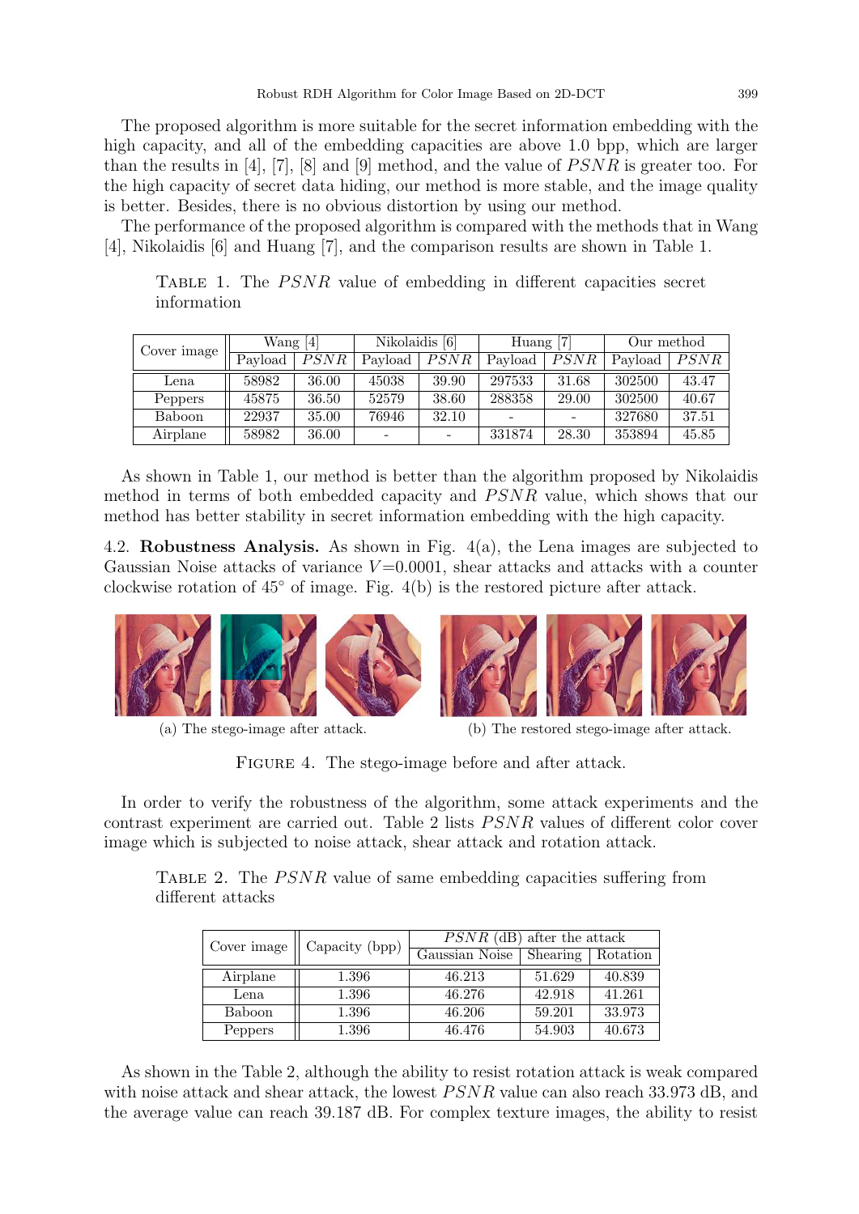The proposed algorithm is more suitable for the secret information embedding with the high capacity, and all of the embedding capacities are above 1.0 bpp, which are larger than the results in [4], [7], [8] and [9] method, and the value of $PSNR$ is greater too. For the high capacity of secret data hiding, our method is more stable, and the image quality is better. Besides, there is no obvious distortion by using our method.

The performance of the proposed algorithm is compared with the methods that in Wang [4], Nikolaidis [6] and Huang [7], and the comparison results are shown in Table 1.

TABLE 1. The $PSNR$ value of embedding in different capacities secret information

| Cover image | Wang [4] | | Nikolaidis [6] | | Huang [7] | | Our method | |
|---|---|---|---|---|---|---|---|---|
| | Payload | $PSNR$ | Payload | $PSNR$ | Payload | $PSNR$ | Payload | $PSNR$ |
| Lena | 58982 | 36.00 | 45038 | 39.90 | 297533 | 31.68 | 302500 | 43.47 |
| Peppers | 45875 | 36.50 | 52579 | 38.60 | 288358 | 29.00 | 302500 | 40.67 |
| Baboon | 22937 | 35.00 | 76946 | 32.10 | - | - | 327680 | 37.51 |
| Airplane | 58982 | 36.00 | - | - | 331874 | 28.30 | 353894 | 45.85 |

As shown in Table 1, our method is better than the algorithm proposed by Nikolaidis method in terms of both embedded capacity and $PSNR$ value, which shows that our method has better stability in secret information embedding with the high capacity.

4.2. **Robustness Analysis.** As shown in Fig. 4(a), the Lena images are subjected to Gaussian Noise attacks of variance $V$=0.0001, shear attacks and attacks with a counter clockwise rotation of 45° of image. Fig. 4(b) is the restored picture after attack.

(a) The stego-image after attack. (b) The restored stego-image after attack.

FIGURE 4. The stego-image before and after attack.

In order to verify the robustness of the algorithm, some attack experiments and the contrast experiment are carried out. Table 2 lists $PSNR$ values of different color cover image which is subjected to noise attack, shear attack and rotation attack.

TABLE 2. The $PSNR$ value of same embedding capacities suffering from different attacks

| Cover image | Capacity (bpp) | $PSNR$ (dB) after the attack | | |
|---|---|---|---|---|
| | | Gaussian Noise | Shearing | Rotation |
| Airplane | 1.396 | 46.213 | 51.629 | 40.839 |
| Lena | 1.396 | 46.276 | 42.918 | 41.261 |
| Baboon | 1.396 | 46.206 | 59.201 | 33.973 |
| Peppers | 1.396 | 46.476 | 54.903 | 40.673 |

As shown in the Table 2, although the ability to resist rotation attack is weak compared with noise attack and shear attack, the lowest $PSNR$ value can also reach 33.973 dB, and the average value can reach 39.187 dB. For complex texture images, the ability to resist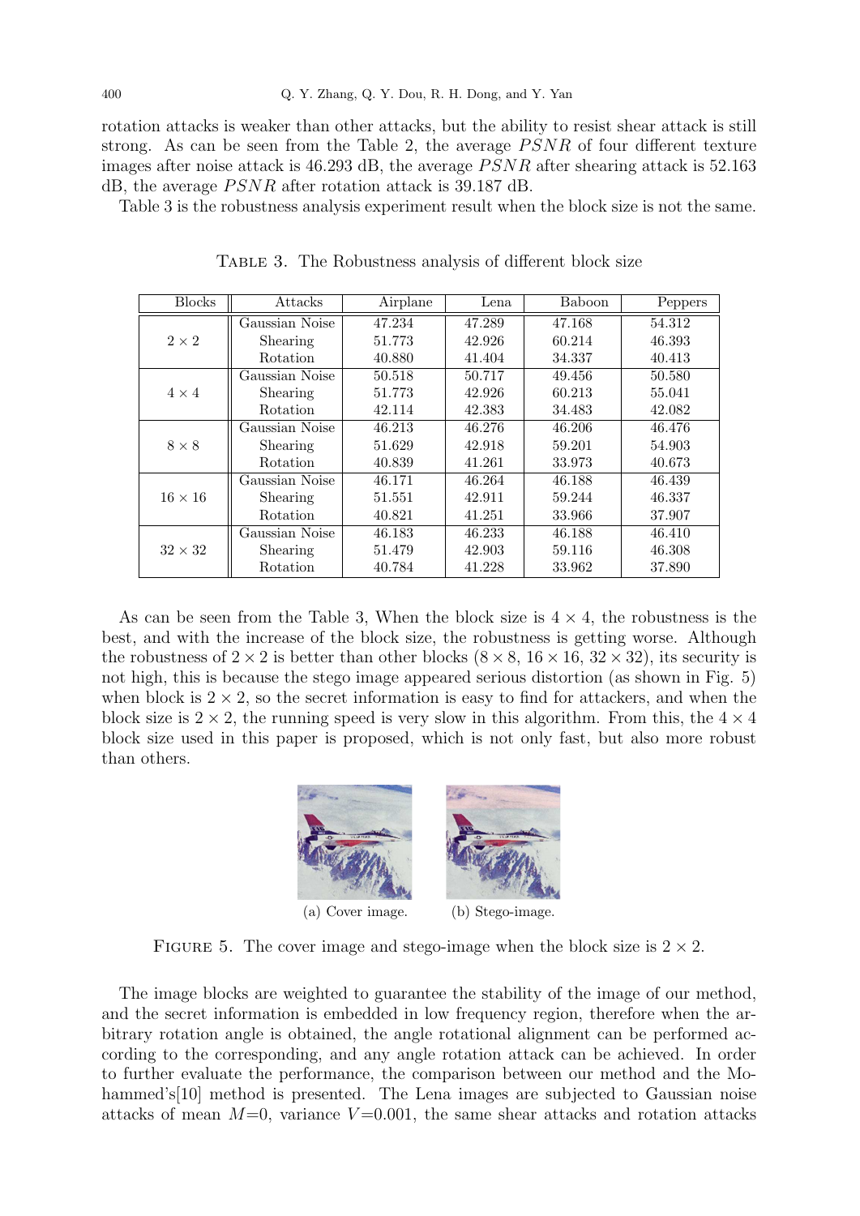rotation attacks is weaker than other attacks, but the ability to resist shear attack is still strong. As can be seen from the Table 2, the average $PSNR$ of four different texture images after noise attack is 46.293 dB, the average $PSNR$ after shearing attack is 52.163 dB, the average $PSNR$ after rotation attack is 39.187 dB.

Table 3 is the robustness analysis experiment result when the block size is not the same.

TABLE 3. The Robustness analysis of different block size

| Blocks | Attacks | Airplane | Lena | Baboon | Peppers |
|---|---|---|---|---|---|
| $2 \times 2$ | Gaussian Noise | 47.234 | 47.289 | 47.168 | 54.312 |
| | Shearing | 51.773 | 42.926 | 60.214 | 46.393 |
| | Rotation | 40.880 | 41.404 | 34.337 | 40.413 |
| $4 \times 4$ | Gaussian Noise | 50.518 | 50.717 | 49.456 | 50.580 |
| | Shearing | 51.773 | 42.926 | 60.213 | 55.041 |
| | Rotation | 42.114 | 42.383 | 34.483 | 42.082 |
| $8 \times 8$ | Gaussian Noise | 46.213 | 46.276 | 46.206 | 46.476 |
| | Shearing | 51.629 | 42.918 | 59.201 | 54.903 |
| | Rotation | 40.839 | 41.261 | 33.973 | 40.673 |
| $16 \times 16$ | Gaussian Noise | 46.171 | 46.264 | 46.188 | 46.439 |
| | Shearing | 51.551 | 42.911 | 59.244 | 46.337 |
| | Rotation | 40.821 | 41.251 | 33.966 | 37.907 |
| $32 \times 32$ | Gaussian Noise | 46.183 | 46.233 | 46.188 | 46.410 |
| | Shearing | 51.479 | 42.903 | 59.116 | 46.308 |
| | Rotation | 40.784 | 41.228 | 33.962 | 37.890 |

As can be seen from the Table 3, When the block size is $4 \times 4$, the robustness is the best, and with the increase of the block size, the robustness is getting worse. Although the robustness of $2 \times 2$ is better than other blocks ($8 \times 8$, $16 \times 16$, $32 \times 32$), its security is not high, this is because the stego image appeared serious distortion (as shown in Fig. 5) when block is $2 \times 2$, so the secret information is easy to find for attackers, and when the block size is $2 \times 2$, the running speed is very slow in this algorithm. From this, the $4 \times 4$ block size used in this paper is proposed, which is not only fast, but also more robust than others.

(a) Cover image. (b) Stego-image.

FIGURE 5. The cover image and stego-image when the block size is $2 \times 2$.

The image blocks are weighted to guarantee the stability of the image of our method, and the secret information is embedded in low frequency region, therefore when the arbitrary rotation angle is obtained, the angle rotational alignment can be performed according to the corresponding, and any angle rotation attack can be achieved. In order to further evaluate the performance, the comparison between our method and the Mohammed's[10] method is presented. The Lena images are subjected to Gaussian noise attacks of mean $M$=0, variance $V$=0.001, the same shear attacks and rotation attacks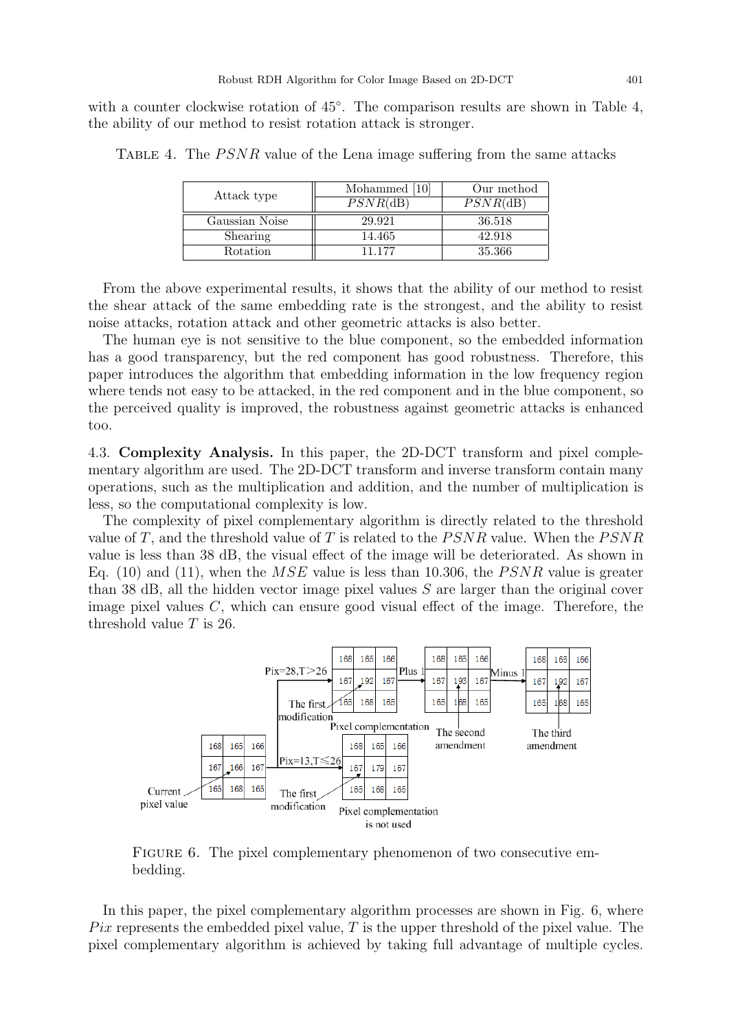with a counter clockwise rotation of 45°. The comparison results are shown in Table 4, the ability of our method to resist rotation attack is stronger.

TABLE 4. The $PSNR$ value of the Lena image suffering from the same attacks

| Attack type | Mohammed [10] | Our method |
|---|---|---|
| | $PSNR$(dB) | $PSNR$(dB) |
| Gaussian Noise | 29.921 | 36.518 |
| Shearing | 14.465 | 42.918 |
| Rotation | 11.177 | 35.366 |

From the above experimental results, it shows that the ability of our method to resist the shear attack of the same embedding rate is the strongest, and the ability to resist noise attacks, rotation attack and other geometric attacks is also better.

The human eye is not sensitive to the blue component, so the embedded information has a good transparency, but the red component has good robustness. Therefore, this paper introduces the algorithm that embedding information in the low frequency region where tends not easy to be attacked, in the red component and in the blue component, so the perceived quality is improved, the robustness against geometric attacks is enhanced too.

4.3. **Complexity Analysis.** In this paper, the 2D-DCT transform and pixel complementary algorithm are used. The 2D-DCT transform and inverse transform contain many operations, such as the multiplication and addition, and the number of multiplication is less, so the computational complexity is low.

The complexity of pixel complementary algorithm is directly related to the threshold value of $T$, and the threshold value of $T$ is related to the $PSNR$ value. When the $PSNR$ value is less than 38 dB, the visual effect of the image will be deteriorated. As shown in Eq. (10) and (11), when the $MSE$ value is less than 10.306, the $PSNR$ value is greater than 38 dB, all the hidden vector image pixel values $S$ are larger than the original cover image pixel values $C$, which can ensure good visual effect of the image. Therefore, the threshold value $T$ is 26.

FIGURE 6. The pixel complementary phenomenon of two consecutive embedding.

In this paper, the pixel complementary algorithm processes are shown in Fig. 6, where $Pix$ represents the embedded pixel value, $T$ is the upper threshold of the pixel value. The pixel complementary algorithm is achieved by taking full advantage of multiple cycles.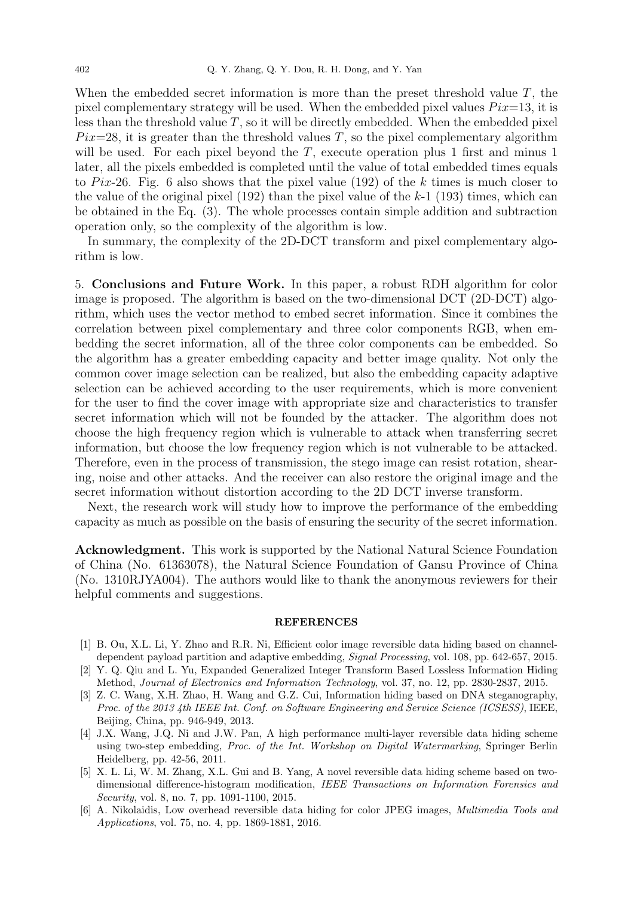When the embedded secret information is more than the preset threshold value $T$, the pixel complementary strategy will be used. When the embedded pixel values $Pix$=13, it is less than the threshold value $T$, so it will be directly embedded. When the embedded pixel $Pix$=28, it is greater than the threshold values $T$, so the pixel complementary algorithm will be used. For each pixel beyond the $T$, execute operation plus 1 first and minus 1 later, all the pixels embedded is completed until the value of total embedded times equals to $Pix$-26. Fig. 6 also shows that the pixel value (192) of the $k$ times is much closer to the value of the original pixel (192) than the pixel value of the $k$-1 (193) times, which can be obtained in the Eq. (3). The whole processes contain simple addition and subtraction operation only, so the complexity of the algorithm is low.

In summary, the complexity of the 2D-DCT transform and pixel complementary algorithm is low.

## 5. Conclusions and Future Work.

In this paper, a robust RDH algorithm for color image is proposed. The algorithm is based on the two-dimensional DCT (2D-DCT) algorithm, which uses the vector method to embed secret information. Since it combines the correlation between pixel complementary and three color components RGB, when embedding the secret information, all of the three color components can be embedded. So the algorithm has a greater embedding capacity and better image quality. Not only the common cover image selection can be realized, but also the embedding capacity adaptive selection can be achieved according to the user requirements, which is more convenient for the user to find the cover image with appropriate size and characteristics to transfer secret information which will not be founded by the attacker. The algorithm does not choose the high frequency region which is vulnerable to attack when transferring secret information, but choose the low frequency region which is not vulnerable to be attacked. Therefore, even in the process of transmission, the stego image can resist rotation, shearing, noise and other attacks. And the receiver can also restore the original image and the secret information without distortion according to the 2D DCT inverse transform.

Next, the research work will study how to improve the performance of the embedding capacity as much as possible on the basis of ensuring the security of the secret information.

**Acknowledgment.** This work is supported by the National Natural Science Foundation of China (No. 61363078), the Natural Science Foundation of Gansu Province of China (No. 1310RJYA004). The authors would like to thank the anonymous reviewers for their helpful comments and suggestions.

## REFERENCES

[1] B. Ou, X.L. Li, Y. Zhao and R.R. Ni, Efficient color image reversible data hiding based on channel-dependent payload partition and adaptive embedding, *Signal Processing*, vol. 108, pp. 642-657, 2015.

[2] Y. Q. Qiu and L. Yu, Expanded Generalized Integer Transform Based Lossless Information Hiding Method, *Journal of Electronics and Information Technology*, vol. 37, no. 12, pp. 2830-2837, 2015.

[3] Z. C. Wang, X.H. Zhao, H. Wang and G.Z. Cui, Information hiding based on DNA steganography, *Proc. of the 2013 4th IEEE Int. Conf. on Software Engineering and Service Science (ICSESS)*, IEEE, Beijing, China, pp. 946-949, 2013.

[4] J.X. Wang, J.Q. Ni and J.W. Pan, A high performance multi-layer reversible data hiding scheme using two-step embedding, *Proc. of the Int. Workshop on Digital Watermarking*, Springer Berlin Heidelberg, pp. 42-56, 2011.

[5] X. L. Li, W. M. Zhang, X.L. Gui and B. Yang, A novel reversible data hiding scheme based on two-dimensional difference-histogram modification, *IEEE Transactions on Information Forensics and Security*, vol. 8, no. 7, pp. 1091-1100, 2015.

[6] A. Nikolaidis, Low overhead reversible data hiding for color JPEG images, *Multimedia Tools and Applications*, vol. 75, no. 4, pp. 1869-1881, 2016.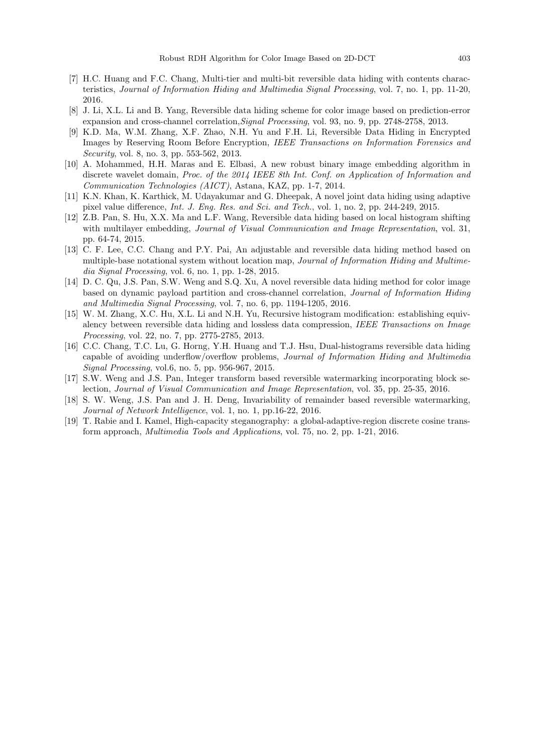[7] H.C. Huang and F.C. Chang, Multi-tier and multi-bit reversible data hiding with contents characteristics, *Journal of Information Hiding and Multimedia Signal Processing*, vol. 7, no. 1, pp. 11-20, 2016.

[8] J. Li, X.L. Li and B. Yang, Reversible data hiding scheme for color image based on prediction-error expansion and cross-channel correlation,*Signal Processing*, vol. 93, no. 9, pp. 2748-2758, 2013.

[9] K.D. Ma, W.M. Zhang, X.F. Zhao, N.H. Yu and F.H. Li, Reversible Data Hiding in Encrypted Images by Reserving Room Before Encryption, *IEEE Transactions on Information Forensics and Security*, vol. 8, no. 3, pp. 553-562, 2013.

[10] A. Mohammed, H.H. Maras and E. Elbasi, A new robust binary image embedding algorithm in discrete wavelet domain, *Proc. of the 2014 IEEE 8th Int. Conf. on Application of Information and Communication Technologies (AICT)*, Astana, KAZ, pp. 1-7, 2014.

[11] K.N. Khan, K. Karthick, M. Udayakumar and G. Dheepak, A novel joint data hiding using adaptive pixel value difference, *Int. J. Eng. Res. and Sci. and Tech.*, vol. 1, no. 2, pp. 244-249, 2015.

[12] Z.B. Pan, S. Hu, X.X. Ma and L.F. Wang, Reversible data hiding based on local histogram shifting with multilayer embedding, *Journal of Visual Communication and Image Representation*, vol. 31, pp. 64-74, 2015.

[13] C. F. Lee, C.C. Chang and P.Y. Pai, An adjustable and reversible data hiding method based on multiple-base notational system without location map, *Journal of Information Hiding and Multimedia Signal Processing*, vol. 6, no. 1, pp. 1-28, 2015.

[14] D. C. Qu, J.S. Pan, S.W. Weng and S.Q. Xu, A novel reversible data hiding method for color image based on dynamic payload partition and cross-channel correlation, *Journal of Information Hiding and Multimedia Signal Processing*, vol. 7, no. 6, pp. 1194-1205, 2016.

[15] W. M. Zhang, X.C. Hu, X.L. Li and N.H. Yu, Recursive histogram modification: establishing equivalency between reversible data hiding and lossless data compression, *IEEE Transactions on Image Processing*, vol. 22, no. 7, pp. 2775-2785, 2013.

[16] C.C. Chang, T.C. Lu, G. Horng, Y.H. Huang and T.J. Hsu, Dual-histograms reversible data hiding capable of avoiding underflow/overflow problems, *Journal of Information Hiding and Multimedia Signal Processing*, vol.6, no. 5, pp. 956-967, 2015.

[17] S.W. Weng and J.S. Pan, Integer transform based reversible watermarking incorporating block selection, *Journal of Visual Communication and Image Representation*, vol. 35, pp. 25-35, 2016.

[18] S. W. Weng, J.S. Pan and J. H. Deng, Invariability of remainder based reversible watermarking, *Journal of Network Intelligence*, vol. 1, no. 1, pp.16-22, 2016.

[19] T. Rabie and I. Kamel, High-capacity steganography: a global-adaptive-region discrete cosine transform approach, *Multimedia Tools and Applications*, vol. 75, no. 2, pp. 1-21, 2016.